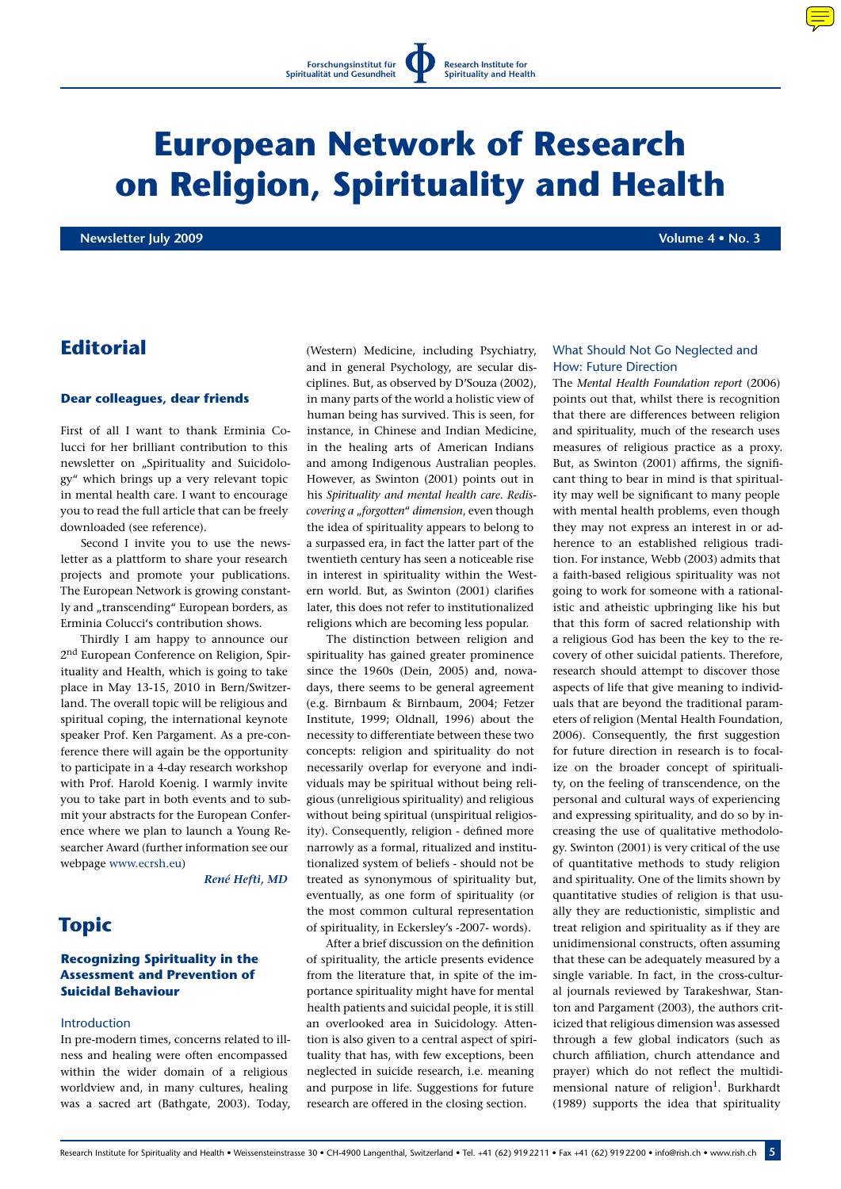Forschungsinstitut für Spiritualität und Gesundheit — Research Institute for Spirituality and Health

# European Network of Research on Religion, Spirituality and Health

**Newsletter July 2009** **Volume 4 • No. 3**

## Editorial

### Dear colleagues, dear friends

First of all I want to thank Erminia Colucci for her brilliant contribution to this newsletter on „Spirituality and Suicidology" which brings up a very relevant topic in mental health care. I want to encourage you to read the full article that can be freely downloaded (see reference).

Second I invite you to use the newsletter as a plattform to share your research projects and promote your publications. The European Network is growing constantly and „transcending" European borders, as Erminia Colucci's contribution shows.

Thirdly I am happy to announce our 2nd European Conference on Religion, Spirituality and Health, which is going to take place in May 13-15, 2010 in Bern/Switzerland. The overall topic will be religious and spiritual coping, the international keynote speaker Prof. Ken Pargament. As a pre-conference there will again be the opportunity to participate in a 4-day research workshop with Prof. Harold Koenig. I warmly invite you to take part in both events and to submit your abstracts for the European Conference where we plan to launch a Young Researcher Award (further information see our webpage www.ecrsh.eu)

*René Hefti, MD*

## Topic

### Recognizing Spirituality in the Assessment and Prevention of Suicidal Behaviour

#### Introduction

In pre-modern times, concerns related to illness and healing were often encompassed within the wider domain of a religious worldview and, in many cultures, healing was a sacred art (Bathgate, 2003). Today, (Western) Medicine, including Psychiatry, and in general Psychology, are secular disciplines. But, as observed by D'Souza (2002), in many parts of the world a holistic view of human being has survived. This is seen, for instance, in Chinese and Indian Medicine, in the healing arts of American Indians and among Indigenous Australian peoples. However, as Swinton (2001) points out in his *Spirituality and mental health care. Rediscovering a „forgotten" dimension*, even though the idea of spirituality appears to belong to a surpassed era, in fact the latter part of the twentieth century has seen a noticeable rise in interest in spirituality within the Western world. But, as Swinton (2001) clarifies later, this does not refer to institutionalized religions which are becoming less popular.

The distinction between religion and spirituality has gained greater prominence since the 1960s (Dein, 2005) and, nowadays, there seems to be general agreement (e.g. Birnbaum & Birnbaum, 2004; Fetzer Institute, 1999; Oldnall, 1996) about the necessity to differentiate between these two concepts: religion and spirituality do not necessarily overlap for everyone and individuals may be spiritual without being religious (unreligious spirituality) and religious without being spiritual (unspiritual religiosity). Consequently, religion - defined more narrowly as a formal, ritualized and institutionalized system of beliefs - should not be treated as synonymous of spirituality but, eventually, as one form of spirituality (or the most common cultural representation of spirituality, in Eckersley's -2007- words).

After a brief discussion on the definition of spirituality, the article presents evidence from the literature that, in spite of the importance spirituality might have for mental health patients and suicidal people, it is still an overlooked area in Suicidology. Attention is also given to a central aspect of spirituality that has, with few exceptions, been neglected in suicide research, i.e. meaning and purpose in life. Suggestions for future research are offered in the closing section.

#### What Should Not Go Neglected and How: Future Direction

The *Mental Health Foundation report* (2006) points out that, whilst there is recognition that there are differences between religion and spirituality, much of the research uses measures of religious practice as a proxy. But, as Swinton (2001) affirms, the significant thing to bear in mind is that spirituality may well be significant to many people with mental health problems, even though they may not express an interest in or adherence to an established religious tradition. For instance, Webb (2003) admits that a faith-based religious spirituality was not going to work for someone with a rationalistic and atheistic upbringing like his but that this form of sacred relationship with a religious God has been the key to the recovery of other suicidal patients. Therefore, research should attempt to discover those aspects of life that give meaning to individuals that are beyond the traditional parameters of religion (Mental Health Foundation, 2006). Consequently, the first suggestion for future direction in research is to focalize on the broader concept of spirituality, on the feeling of transcendence, on the personal and cultural ways of experiencing and expressing spirituality, and do so by increasing the use of qualitative methodology. Swinton (2001) is very critical of the use of quantitative methods to study religion and spirituality. One of the limits shown by quantitative studies of religion is that usually they are reductionistic, simplistic and treat religion and spirituality as if they are unidimensional constructs, often assuming that these can be adequately measured by a single variable. In fact, in the cross-cultural journals reviewed by Tarakeshwar, Stanton and Pargament (2003), the authors criticized that religious dimension was assessed through a few global indicators (such as church affiliation, church attendance and prayer) which do not reflect the multidimensional nature of religion[1]. Burkhardt (1989) supports the idea that spirituality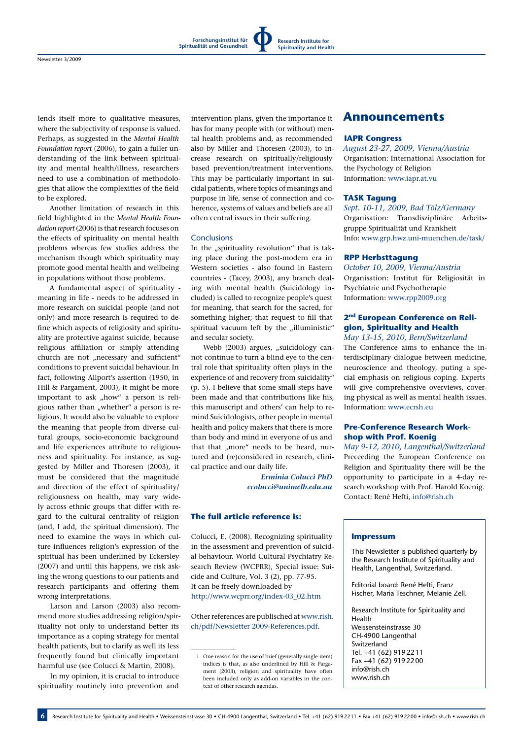lends itself more to qualitative measures, where the subjectivity of response is valued. Perhaps, as suggested in the *Mental Health Foundation report* (2006), to gain a fuller understanding of the link between spirituality and mental health/illness, researchers need to use a combination of methodologies that allow the complexities of the field to be explored.

Another limitation of research in this field highlighted in the *Mental Health Foundation report* (2006) is that research focuses on the effects of spirituality on mental health problems whereas few studies address the mechanism though which spirituality may promote good mental health and wellbeing in populations without those problems.

A fundamental aspect of spirituality - meaning in life - needs to be addressed in more research on suicidal people (and not only) and more research is required to define which aspects of religiosity and spirituality are protective against suicide, because religious affiliation or simply attending church are not „necessary and sufficient" conditions to prevent suicidal behaviour. In fact, following Allport's assertion (1950, in Hill & Pargament, 2003), it might be more important to ask „how" a person is religious rather than „whether" a person is religious. It would also be valuable to explore the meaning that people from diverse cultural groups, socio-economic background and life experiences attribute to religiousness and spirituality. For instance, as suggested by Miller and Thoresen (2003), it must be considered that the magnitude and direction of the effect of spirituality/religiousness on health, may vary widely across ethnic groups that differ with regard to the cultural centrality of religion (and, I add, the spiritual dimension). The need to examine the ways in which culture influences religion's expression of the spiritual has been underlined by Eckersley (2007) and until this happens, we risk asking the wrong questions to our patients and research participants and offering them wrong interpretations.

Larson and Larson (2003) also recommend more studies addressing religion/spirituality not only to understand better its importance as a coping strategy for mental health patients, but to clarify as well its less frequently found but clinically important harmful use (see Colucci & Martin, 2008).

In my opinion, it is crucial to introduce spirituality routinely into prevention and intervention plans, given the importance it has for many people with (or without) mental health problems and, as recommended also by Miller and Thoresen (2003), to increase research on spiritually/religiously based prevention/treatment interventions. This may be particularly important in suicidal patients, where topics of meanings and purpose in life, sense of connection and coherence, systems of values and beliefs are all often central issues in their suffering.

### Conclusions

In the „spirituality revolution" that is taking place during the post-modern era in Western societies - also found in Eastern countries - (Tacey, 2003), any branch dealing with mental health (Suicidology included) is called to recognize people's quest for meaning, that search for the sacred, for something higher; that request to fill that spiritual vacuum left by the „illuministic" and secular society.

Webb (2003) argues, „suicidology cannot continue to turn a blind eye to the central role that spirituality often plays in the experience of and recovery from suicidality" (p. 5). I believe that some small steps have been made and that contributions like his, this manuscript and others' can help to remind Suicidologists, other people in mental health and policy makers that there is more than body and mind in everyone of us and that that „more" needs to be heard, nurtured and (re)considered in research, clinical practice and our daily life.

***Erminia Colucci PhD***
***ecolucci@unimelb.edu.au***

### The full article reference is:

Colucci, E. (2008). Recognizing spirituality in the assessment and prevention of suicidal behaviour. World Cultural Psychiatry Research Review (WCPRR), Special issue: Suicide and Culture, Vol. 3 (2), pp. 77-95. It can be freely downloaded by http://www.wcprr.org/index-03_02.htm

Other references are published at www.rish.ch/pdf/Newsletter 2009-References.pdf.

1 One reason for the use of brief (generally single-item) indices is that, as also underlined by Hill & Pargament (2003), religion and spirituality have often been included only as add-on variables in the context of other research agendas.

# Announcements

### IAPR Congress

*August 23-27, 2009, Vienna/Austria*
Organisation: International Association for the Psychology of Religion
Information: www.iapr.at.vu

### TASK Tagung

*Sept. 10-11, 2009, Bad Tölz/Germany*
Organisation: Transdisziplinäre Arbeitsgruppe Spiritualität und Krankheit
Info: www.grp.hwz.uni-muenchen.de/task/

### RPP Herbsttagung

*October 10, 2009, Vienna/Austria*
Organisation: Institut für Religiosität in Psychiatrie und Psychotherapie
Information: www.rpp2009.org

### 2nd European Conference on Religion, Spirituality and Health

*May 13-15, 2010, Bern/Switzerland*
The Conference aims to enhance the interdisciplinary dialogue between medicine, neuroscience and theology, puting a special emphasis on religious coping. Experts will give comprehensive overviews, covering physical as well as mental health issues.
Information: www.ecrsh.eu

### Pre-Conference Research Workshop with Prof. Koenig

*May 9-12, 2010, Langenthal/Switzerland*
Preceeding the European Conference on Religion and Spirituality there will be the opportunity to participate in a 4-day research workshop with Prof. Harold Koenig.
Contact: René Hefti, info@rish.ch

### Impressum

This Newsletter is published quarterly by the Research Institute of Spirituality and Health, Langenthal, Switzerland.

Editorial board: René Hefti, Franz Fischer, Maria Teschner, Melanie Zell.

Research Institute for Spirituality and Health
Weissensteinstrasse 30
CH-4900 Langenthal
Switzerland
Tel. +41 (62) 919 22 11
Fax +41 (62) 919 22 00
info@rish.ch
www.rish.ch